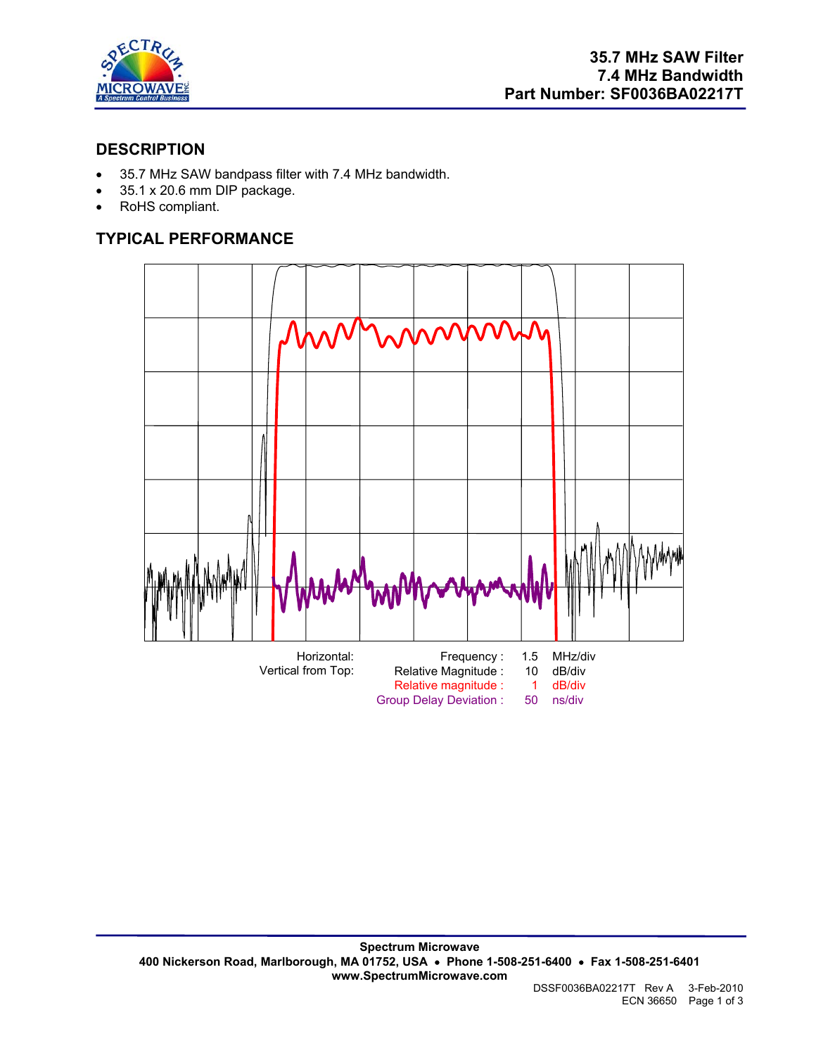**35.7 MHz SAW Filter**
**7.4 MHz Bandwidth**
**Part Number: SF0036BA02217T**

## DESCRIPTION

- 35.7 MHz SAW bandpass filter with 7.4 MHz bandwidth.
- 35.1 x 20.6 mm DIP package.
- RoHS compliant.

## TYPICAL PERFORMANCE

| Horizontal: | Frequency : | 1.5 | MHz/div |
|---|---|---|---|
| Vertical from Top: | Relative Magnitude : | 10 | dB/div |
| | Relative magnitude : | 1 | dB/div |
| | Group Delay Deviation : | 50 | ns/div |

**Spectrum Microwave**
**400 Nickerson Road, Marlborough, MA 01752, USA • Phone 1-508-251-6400 • Fax 1-508-251-6401**
**www.SpectrumMicrowave.com**

DSSF0036BA02217T Rev A 3-Feb-2010
ECN 36650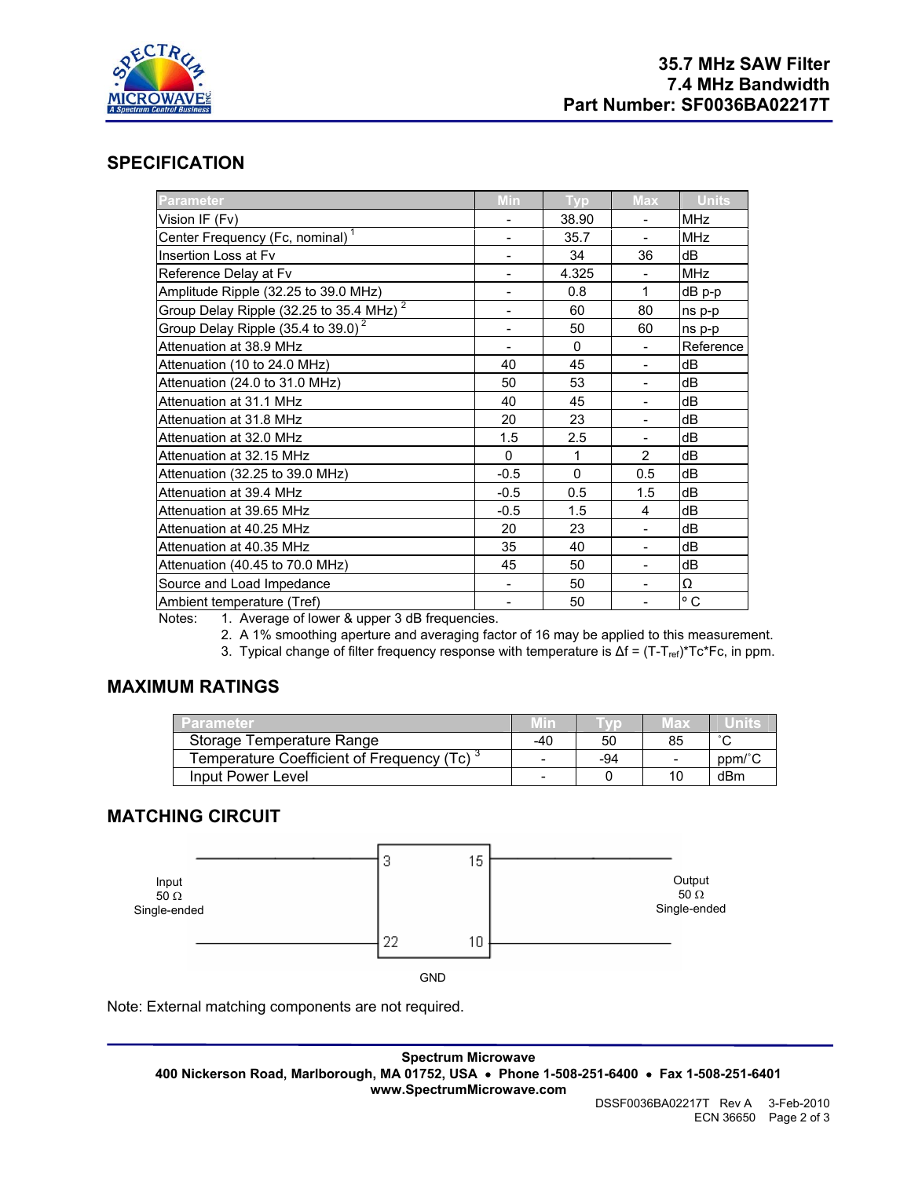## SPECIFICATION

| Parameter | Min | Typ | Max | Units |
|---|---|---|---|---|
| Vision IF (Fv) | - | 38.90 | - | MHz |
| Center Frequency (Fc, nominal) [1] | - | 35.7 | - | MHz |
| Insertion Loss at Fv | - | 34 | 36 | dB |
| Reference Delay at Fv | - | 4.325 | - | MHz |
| Amplitude Ripple (32.25 to 39.0 MHz) | - | 0.8 | 1 | dB p-p |
| Group Delay Ripple (32.25 to 35.4 MHz) [2] | - | 60 | 80 | ns p-p |
| Group Delay Ripple (35.4 to 39.0) [2] | - | 50 | 60 | ns p-p |
| Attenuation at 38.9 MHz | - | 0 | - | Reference |
| Attenuation (10 to 24.0 MHz) | 40 | 45 | - | dB |
| Attenuation (24.0 to 31.0 MHz) | 50 | 53 | - | dB |
| Attenuation at 31.1 MHz | 40 | 45 | - | dB |
| Attenuation at 31.8 MHz | 20 | 23 | - | dB |
| Attenuation at 32.0 MHz | 1.5 | 2.5 | - | dB |
| Attenuation at 32.15 MHz | 0 | 1 | 2 | dB |
| Attenuation (32.25 to 39.0 MHz) | -0.5 | 0 | 0.5 | dB |
| Attenuation at 39.4 MHz | -0.5 | 0.5 | 1.5 | dB |
| Attenuation at 39.65 MHz | -0.5 | 1.5 | 4 | dB |
| Attenuation at 40.25 MHz | 20 | 23 | - | dB |
| Attenuation at 40.35 MHz | 35 | 40 | - | dB |
| Attenuation (40.45 to 70.0 MHz) | 45 | 50 | - | dB |
| Source and Load Impedance | - | 50 | - | Ω |
| Ambient temperature (Tref) | - | 50 | - | ° C |

Notes:
1. Average of lower & upper 3 dB frequencies.
2. A 1% smoothing aperture and averaging factor of 16 may be applied to this measurement.
3. Typical change of filter frequency response with temperature is $\Delta f = (T-T_{ref})*Tc*Fc$, in ppm.

## MAXIMUM RATINGS

| Parameter | Min | Typ | Max | Units |
|---|---|---|---|---|
| Storage Temperature Range | -40 | 50 | 85 | ˚C |
| Temperature Coefficient of Frequency (Tc) [3] | - | -94 | - | ppm/˚C |
| Input Power Level | - | 0 | 10 | dBm |

## MATCHING CIRCUIT

Input 50 Ω Single-ended — pins 3 and 22; Output 50 Ω Single-ended — pins 15 and 10; GND

Note: External matching components are not required.

**Spectrum Microwave**
**400 Nickerson Road, Marlborough, MA 01752, USA • Phone 1-508-251-6400 • Fax 1-508-251-6401**
**www.SpectrumMicrowave.com**

DSSF0036BA02217T Rev A 3-Feb-2010
ECN 36650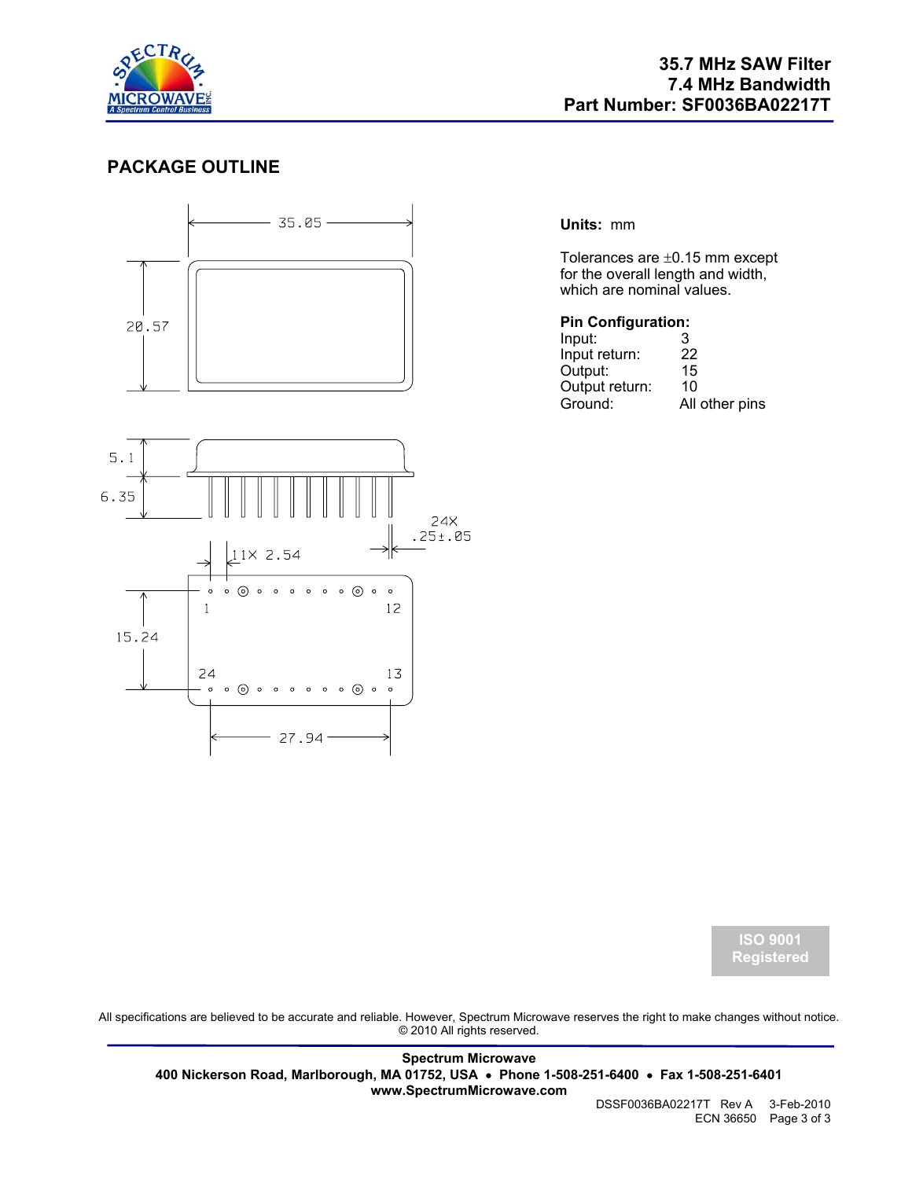# PACKAGE OUTLINE

35.05

20.57

5.1

6.35

24X
.25±.05

11X 2.54

15.24

1

12

24

13

27.94

**Units:** mm

Tolerances are ±0.15 mm except for the overall length and width, which are nominal values.

**Pin Configuration:**

| | |
|---|---|
| Input: | 3 |
| Input return: | 22 |
| Output: | 15 |
| Output return: | 10 |
| Ground: | All other pins |

ISO 9001 Registered

All specifications are believed to be accurate and reliable. However, Spectrum Microwave reserves the right to make changes without notice.
© 2010 All rights reserved.

**Spectrum Microwave**
**400 Nickerson Road, Marlborough, MA 01752, USA • Phone 1-508-251-6400 • Fax 1-508-251-6401**
**www.SpectrumMicrowave.com**

DSSF0036BA02217T Rev A 3-Feb-2010
ECN 36650